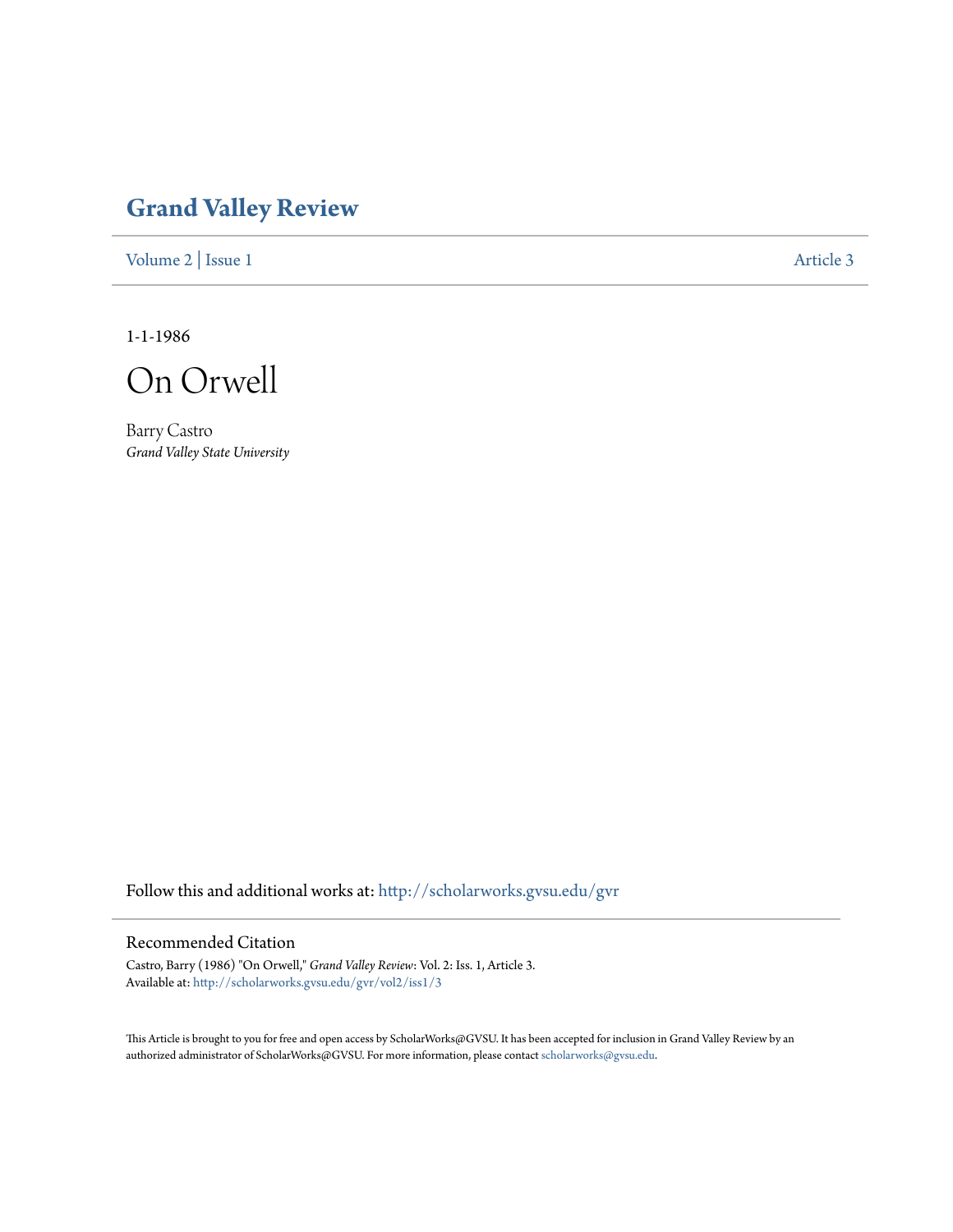# Grand Valley Review

Volume 2 | Issue 1 Article 3

1-1-1986

# On Orwell

Barry Castro
*Grand Valley State University*

Follow this and additional works at: http://scholarworks.gvsu.edu/gvr

## Recommended Citation

Castro, Barry (1986) "On Orwell," *Grand Valley Review*: Vol. 2: Iss. 1, Article 3.
Available at: http://scholarworks.gvsu.edu/gvr/vol2/iss1/3

This Article is brought to you for free and open access by ScholarWorks@GVSU. It has been accepted for inclusion in Grand Valley Review by an authorized administrator of ScholarWorks@GVSU. For more information, please contact scholarworks@gvsu.edu.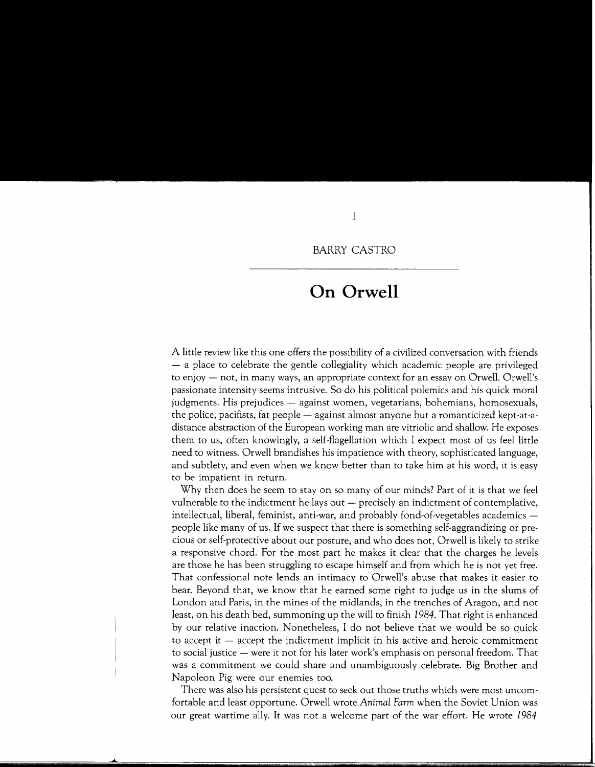BARRY CASTRO

# On Orwell

A little review like this one offers the possibility of a civilized conversation with friends — a place to celebrate the gentle collegiality which academic people are privileged to enjoy — not, in many ways, an appropriate context for an essay on Orwell. Orwell's passionate intensity seems intrusive. So do his political polemics and his quick moral judgments. His prejudices — against women, vegetarians, bohemians, homosexuals, the police, pacifists, fat people — against almost anyone but a romanticized kept-at-a-distance abstraction of the European working man are vitriolic and shallow. He exposes them to us, often knowingly, a self-flagellation which I expect most of us feel little need to witness. Orwell brandishes his impatience with theory, sophisticated language, and subtlety, and even when we know better than to take him at his word, it is easy to be impatient in return.

Why then does he seem to stay on so many of our minds? Part of it is that we feel vulnerable to the indictment he lays out — precisely an indictment of contemplative, intellectual, liberal, feminist, anti-war, and probably fond-of-vegetables academics — people like many of us. If we suspect that there is something self-aggrandizing or precious or self-protective about our posture, and who does not, Orwell is likely to strike a responsive chord. For the most part he makes it clear that the charges he levels are those he has been struggling to escape himself and from which he is not yet free. That confessional note lends an intimacy to Orwell's abuse that makes it easier to bear. Beyond that, we know that he earned some right to judge us in the slums of London and Paris, in the mines of the midlands, in the trenches of Aragon, and not least, on his death bed, summoning up the will to finish *1984*. That right is enhanced by our relative inaction. Nonetheless, I do not believe that we would be so quick to accept it — accept the indictment implicit in his active and heroic commitment to social justice — were it not for his later work's emphasis on personal freedom. That was a commitment we could share and unambiguously celebrate. Big Brother and Napoleon Pig were our enemies too.

There was also his persistent quest to seek out those truths which were most uncomfortable and least opportune. Orwell wrote *Animal Farm* when the Soviet Union was our great wartime ally. It was not a welcome part of the war effort. He wrote *1984*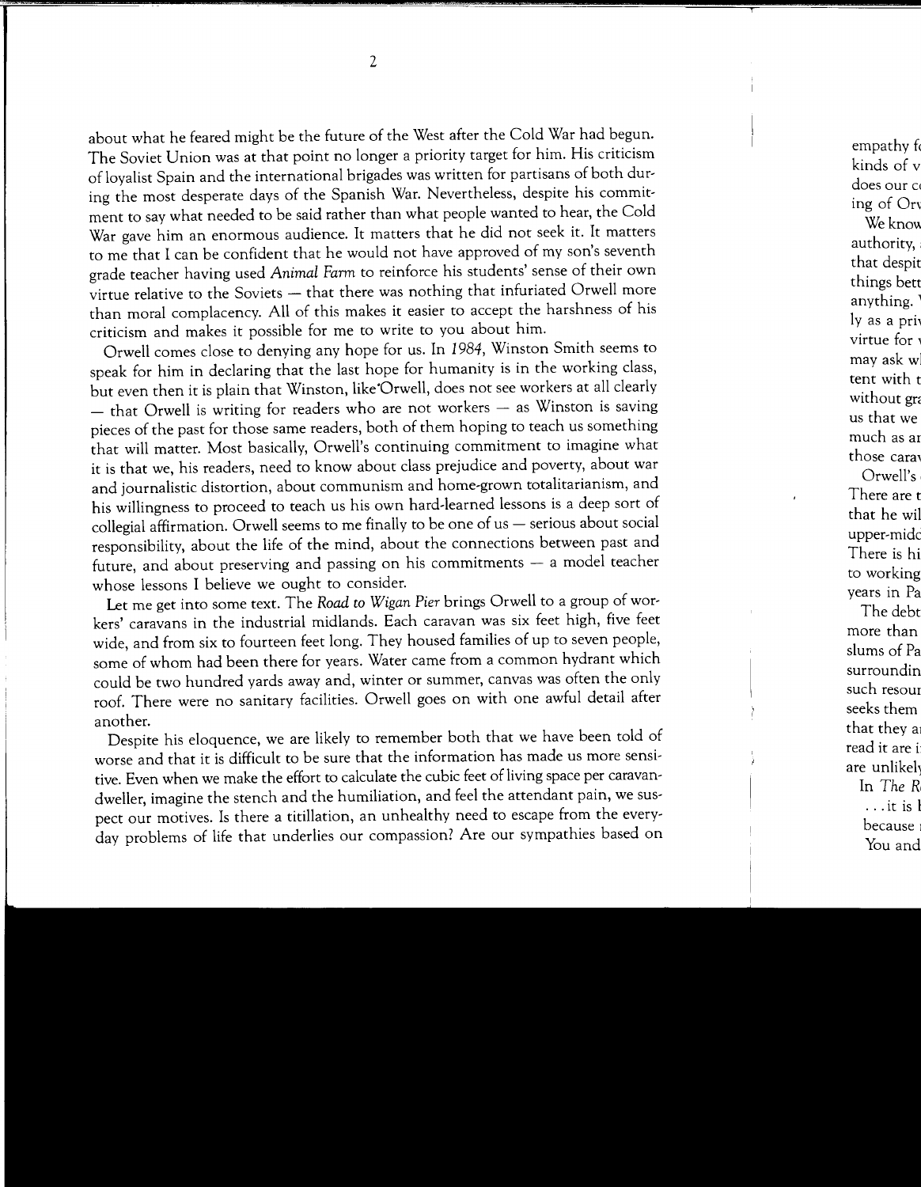about what he feared might be the future of the West after the Cold War had begun. The Soviet Union was at that point no longer a priority target for him. His criticism of loyalist Spain and the international brigades was written for partisans of both during the most desperate days of the Spanish War. Nevertheless, despite his commitment to say what needed to be said rather than what people wanted to hear, the Cold War gave him an enormous audience. It matters that he did not seek it. It matters to me that I can be confident that he would not have approved of my son's seventh grade teacher having used *Animal Farm* to reinforce his students' sense of their own virtue relative to the Soviets — that there was nothing that infuriated Orwell more than moral complacency. All of this makes it easier to accept the harshness of his criticism and makes it possible for me to write to you about him.

Orwell comes close to denying any hope for us. In *1984*, Winston Smith seems to speak for him in declaring that the last hope for humanity is in the working class, but even then it is plain that Winston, like Orwell, does not see workers at all clearly — that Orwell is writing for readers who are not workers — as Winston is saving pieces of the past for those same readers, both of them hoping to teach us something that will matter. Most basically, Orwell's continuing commitment to imagine what it is that we, his readers, need to know about class prejudice and poverty, about war and journalistic distortion, about communism and home-grown totalitarianism, and his willingness to proceed to teach us his own hard-learned lessons is a deep sort of collegial affirmation. Orwell seems to me finally to be one of us — serious about social responsibility, about the life of the mind, about the connections between past and future, and about preserving and passing on his commitments — a model teacher whose lessons I believe we ought to consider.

Let me get into some text. The *Road to Wigan Pier* brings Orwell to a group of workers' caravans in the industrial midlands. Each caravan was six feet high, five feet wide, and from six to fourteen feet long. They housed families of up to seven people, some of whom had been there for years. Water came from a common hydrant which could be two hundred yards away and, winter or summer, canvas was often the only roof. There were no sanitary facilities. Orwell goes on with one awful detail after another.

Despite his eloquence, we are likely to remember both that we have been told of worse and that it is difficult to be sure that the information has made us more sensitive. Even when we make the effort to calculate the cubic feet of living space per caravan-dweller, imagine the stench and the humiliation, and feel the attendant pain, we suspect our motives. Is there a titillation, an unhealthy need to escape from the everyday problems of life that underlies our compassion? Are our sympathies based on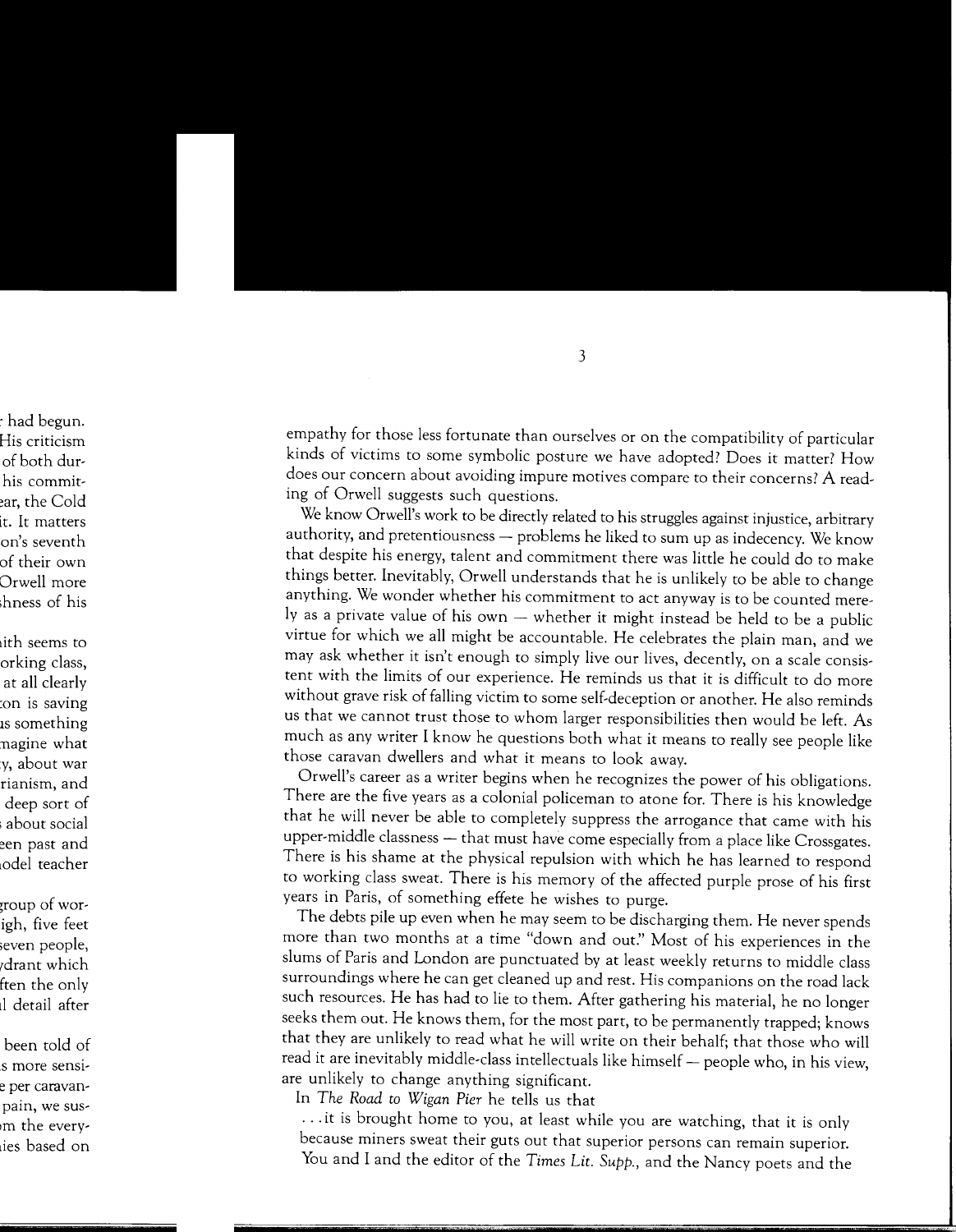empathy for those less fortunate than ourselves or on the compatibility of particular kinds of victims to some symbolic posture we have adopted? Does it matter? How does our concern about avoiding impure motives compare to their concerns? A reading of Orwell suggests such questions.

We know Orwell's work to be directly related to his struggles against injustice, arbitrary authority, and pretentiousness — problems he liked to sum up as indecency. We know that despite his energy, talent and commitment there was little he could do to make things better. Inevitably, Orwell understands that he is unlikely to be able to change anything. We wonder whether his commitment to act anyway is to be counted merely as a private value of his own — whether it might instead be held to be a public virtue for which we all might be accountable. He celebrates the plain man, and we may ask whether it isn't enough to simply live our lives, decently, on a scale consistent with the limits of our experience. He reminds us that it is difficult to do more without grave risk of falling victim to some self-deception or another. He also reminds us that we cannot trust those to whom larger responsibilities then would be left. As much as any writer I know he questions both what it means to really see people like those caravan dwellers and what it means to look away.

Orwell's career as a writer begins when he recognizes the power of his obligations. There are the five years as a colonial policeman to atone for. There is his knowledge that he will never be able to completely suppress the arrogance that came with his upper-middle classness — that must have come especially from a place like Crossgates. There is his shame at the physical repulsion with which he has learned to respond to working class sweat. There is his memory of the affected purple prose of his first years in Paris, of something effete he wishes to purge.

The debts pile up even when he may seem to be discharging them. He never spends more than two months at a time "down and out." Most of his experiences in the slums of Paris and London are punctuated by at least weekly returns to middle class surroundings where he can get cleaned up and rest. His companions on the road lack such resources. He has had to lie to them. After gathering his material, he no longer seeks them out. He knows them, for the most part, to be permanently trapped; knows that they are unlikely to read what he will write on their behalf; that those who will read it are inevitably middle-class intellectuals like himself — people who, in his view, are unlikely to change anything significant.

In *The Road to Wigan Pier* he tells us that

> . . .it is brought home to you, at least while you are watching, that it is only because miners sweat their guts out that superior persons can remain superior. You and I and the editor of the *Times Lit. Supp.*, and the Nancy poets and the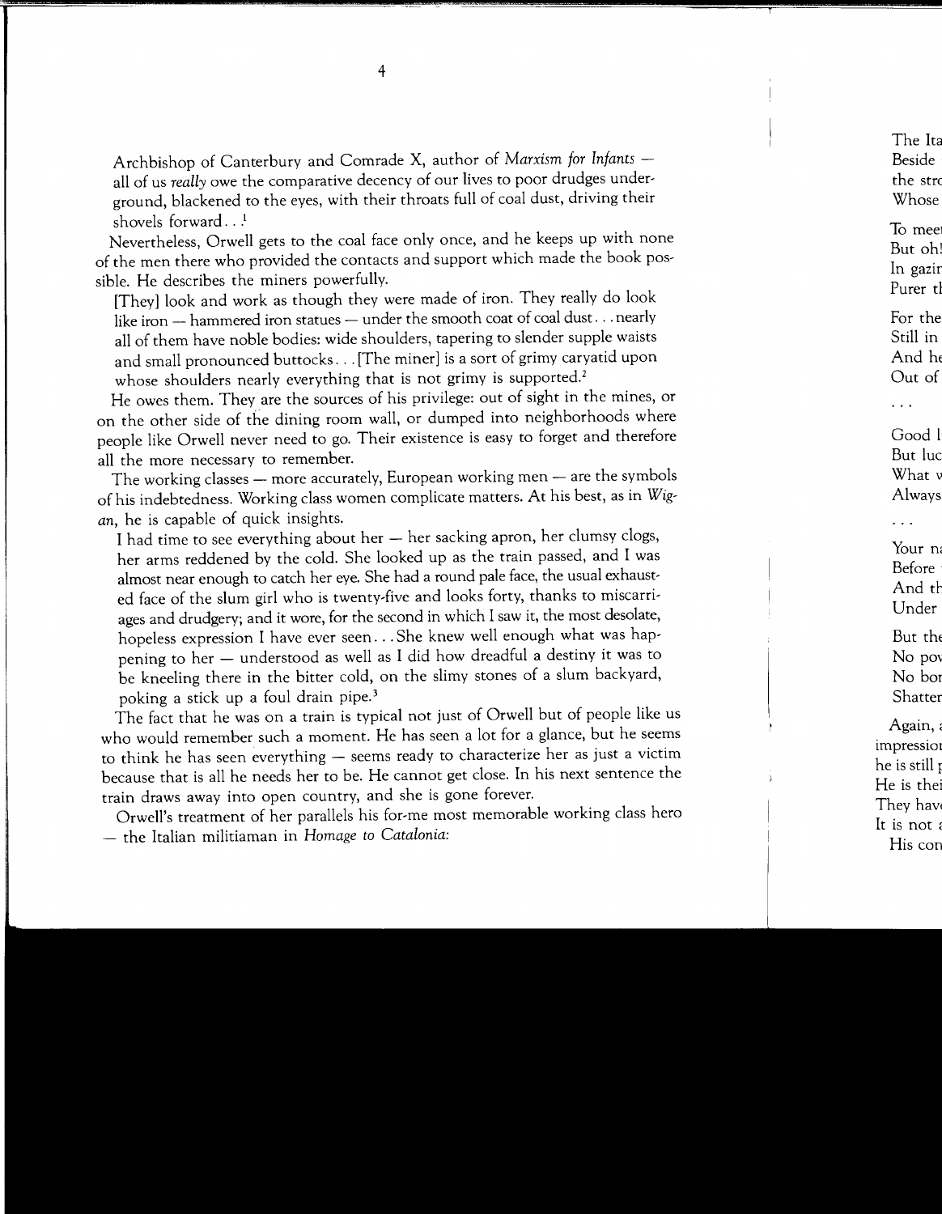Archbishop of Canterbury and Comrade X, author of *Marxism for Infants* — all of us *really* owe the comparative decency of our lives to poor drudges underground, blackened to the eyes, with their throats full of coal dust, driving their shovels forward. . .[1]

Nevertheless, Orwell gets to the coal face only once, and he keeps up with none of the men there who provided the contacts and support which made the book possible. He describes the miners powerfully.

> [They] look and work as though they were made of iron. They really do look like iron — hammered iron statues — under the smooth coat of coal dust. . . nearly all of them have noble bodies: wide shoulders, tapering to slender supple waists and small pronounced buttocks. . . [The miner] is a sort of grimy caryatid upon whose shoulders nearly everything that is not grimy is supported.[2]

He owes them. They are the sources of his privilege: out of sight in the mines, or on the other side of the dining room wall, or dumped into neighborhoods where people like Orwell never need to go. Their existence is easy to forget and therefore all the more necessary to remember.

The working classes — more accurately, European working men — are the symbols of his indebtedness. Working class women complicate matters. At his best, as in *Wigan*, he is capable of quick insights.

> I had time to see everything about her — her sacking apron, her clumsy clogs, her arms reddened by the cold. She looked up as the train passed, and I was almost near enough to catch her eye. She had a round pale face, the usual exhausted face of the slum girl who is twenty-five and looks forty, thanks to miscarriages and drudgery; and it wore, for the second in which I saw it, the most desolate, hopeless expression I have ever seen. . . She knew well enough what was happening to her — understood as well as I did how dreadful a destiny it was to be kneeling there in the bitter cold, on the slimy stones of a slum backyard, poking a stick up a foul drain pipe.[3]

The fact that he was on a train is typical not just of Orwell but of people like us who would remember such a moment. He has seen a lot for a glance, but he seems to think he has seen everything — seems ready to characterize her as just a victim because that is all he needs her to be. He cannot get close. In his next sentence the train draws away into open country, and she is gone forever.

Orwell's treatment of her parallels his for-me most memorable working class hero — the Italian militiaman in *Homage to Catalonia:*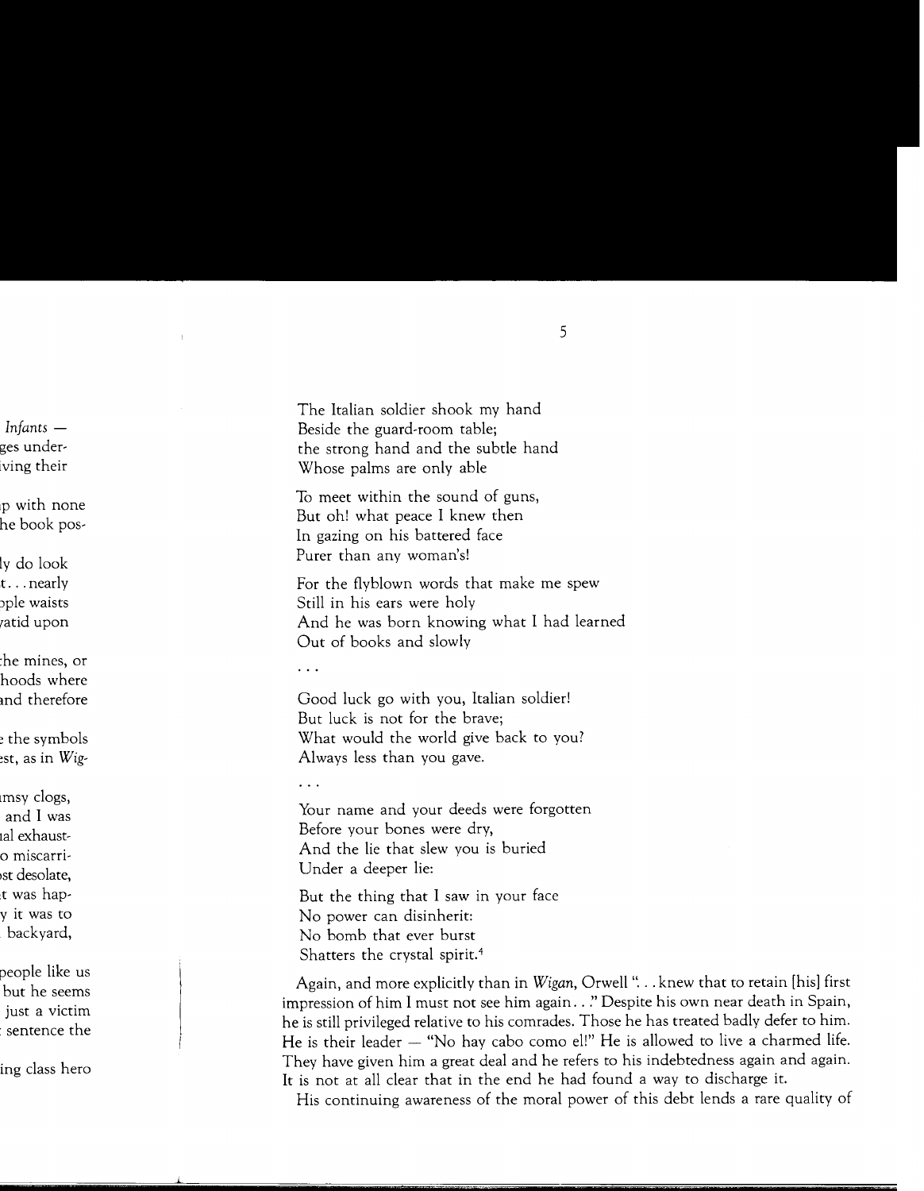The Italian soldier shook my hand  
Beside the guard-room table;  
the strong hand and the subtle hand  
Whose palms are only able

To meet within the sound of guns,  
But oh! what peace I knew then  
In gazing on his battered face  
Purer than any woman's!

For the flyblown words that make me spew  
Still in his ears were holy  
And he was born knowing what I had learned  
Out of books and slowly

. . .

Good luck go with you, Italian soldier!  
But luck is not for the brave;  
What would the world give back to you?  
Always less than you gave.

. . .

Your name and your deeds were forgotten  
Before your bones were dry,  
And the lie that slew you is buried  
Under a deeper lie:

But the thing that I saw in your face  
No power can disinherit:  
No bomb that ever burst  
Shatters the crystal spirit.[4]

Again, and more explicitly than in *Wigan*, Orwell "... knew that to retain [his] first impression of him I must not see him again..." Despite his own near death in Spain, he is still privileged relative to his comrades. Those he has treated badly defer to him. He is their leader — "No hay cabo como el!" He is allowed to live a charmed life. They have given him a great deal and he refers to his indebtedness again and again. It is not at all clear that in the end he had found a way to discharge it.

His continuing awareness of the moral power of this debt lends a rare quality of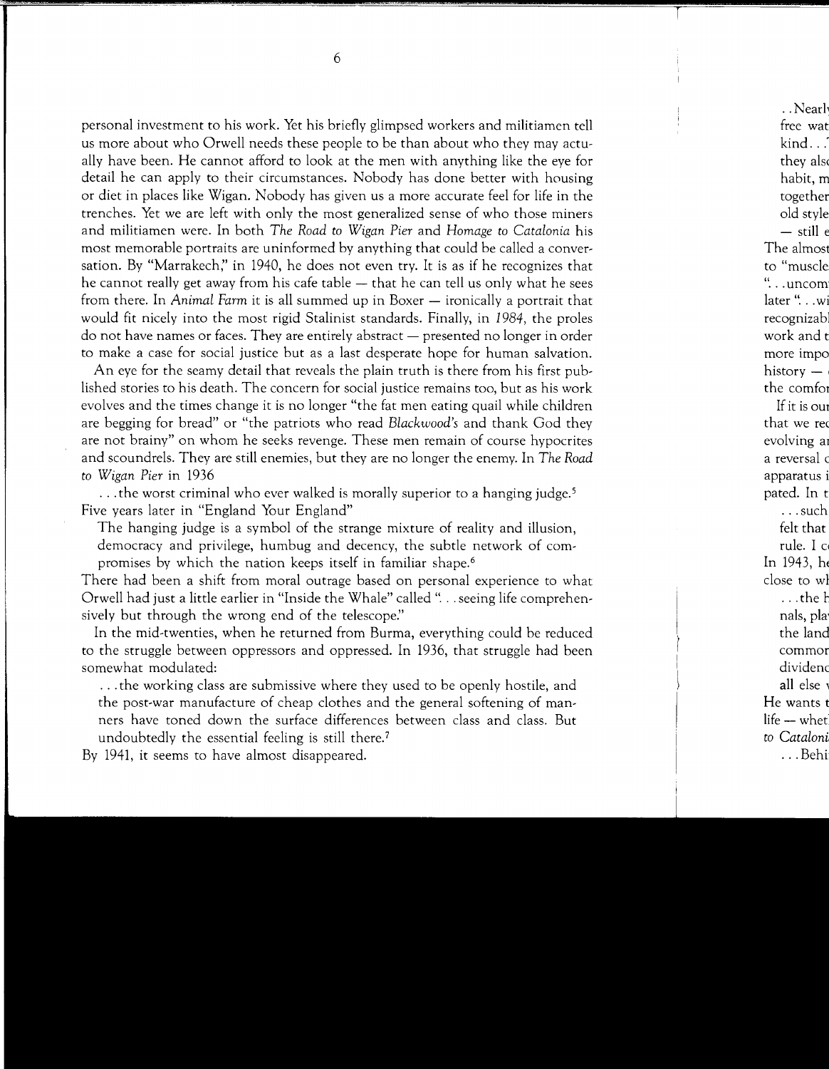personal investment to his work. Yet his briefly glimpsed workers and militiamen tell us more about who Orwell needs these people to be than about who they may actually have been. He cannot afford to look at the men with anything like the eye for detail he can apply to their circumstances. Nobody has done better with housing or diet in places like Wigan. Nobody has given us a more accurate feel for life in the trenches. Yet we are left with only the most generalized sense of who those miners and militiamen were. In both *The Road to Wigan Pier* and *Homage to Catalonia* his most memorable portraits are uninformed by anything that could be called a conversation. By "Marrakech," in 1940, he does not even try. It is as if he recognizes that he cannot really get away from his cafe table — that he can tell us only what he sees from there. In *Animal Farm* it is all summed up in Boxer — ironically a portrait that would fit nicely into the most rigid Stalinist standards. Finally, in *1984*, the proles do not have names or faces. They are entirely abstract — presented no longer in order to make a case for social justice but as a last desperate hope for human salvation.

An eye for the seamy detail that reveals the plain truth is there from his first published stories to his death. The concern for social justice remains too, but as his work evolves and the times change it is no longer "the fat men eating quail while children are begging for bread" or "the patriots who read *Blackwood's* and thank God they are not brainy" on whom he seeks revenge. These men remain of course hypocrites and scoundrels. They are still enemies, but they are no longer the enemy. In *The Road to Wigan Pier* in 1936

> . . . the worst criminal who ever walked is morally superior to a hanging judge.[5]

Five years later in "England Your England"

> The hanging judge is a symbol of the strange mixture of reality and illusion, democracy and privilege, humbug and decency, the subtle network of compromises by which the nation keeps itself in familiar shape.[6]

There had been a shift from moral outrage based on personal experience to what Orwell had just a little earlier in "Inside the Whale" called ". . . seeing life comprehensively but through the wrong end of the telescope."

In the mid-twenties, when he returned from Burma, everything could be reduced to the struggle between oppressors and oppressed. In 1936, that struggle had been somewhat modulated:

> . . . the working class are submissive where they used to be openly hostile, and the post-war manufacture of cheap clothes and the general softening of manners have toned down the surface differences between class and class. But undoubtedly the essential feeling is still there.[7]

By 1941, it seems to have almost disappeared.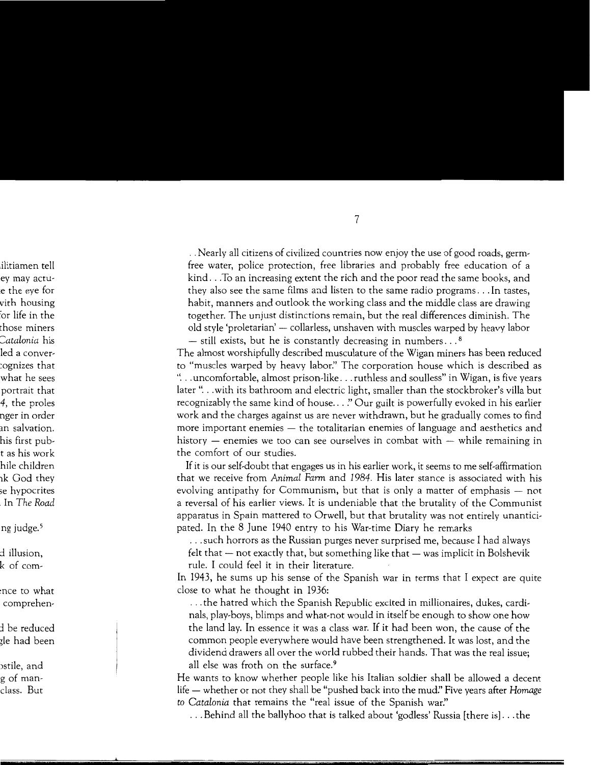. . Nearly all citizens of civilized countries now enjoy the use of good roads, germ-free water, police protection, free libraries and probably free education of a kind. . . To an increasing extent the rich and the poor read the same books, and they also see the same films and listen to the same radio programs. . . In tastes, habit, manners and outlook the working class and the middle class are drawing together. The unjust distinctions remain, but the real differences diminish. The old style 'proletarian' — collarless, unshaven with muscles warped by heavy labor — still exists, but he is constantly decreasing in numbers. . . [8]

The almost worshipfully described musculature of the Wigan miners has been reduced to "muscles warped by heavy labor." The corporation house which is described as ". . . uncomfortable, almost prison-like. . . ruthless and soulless" in Wigan, is five years later ". . . with its bathroom and electric light, smaller than the stockbroker's villa but recognizably the same kind of house. . . ." Our guilt is powerfully evoked in his earlier work and the charges against us are never withdrawn, but he gradually comes to find more important enemies — the totalitarian enemies of language and aesthetics and history — enemies we too can see ourselves in combat with — while remaining in the comfort of our studies.

If it is our self-doubt that engages us in his earlier work, it seems to me self-affirmation that we receive from *Animal Farm* and *1984*. His later stance is associated with his evolving antipathy for Communism, but that is only a matter of emphasis — not a reversal of his earlier views. It is undeniable that the brutality of the Communist apparatus in Spain mattered to Orwell, but that brutality was not entirely unanticipated. In the 8 June 1940 entry to his War-time Diary he remarks

. . . such horrors as the Russian purges never surprised me, because I had always felt that — not exactly that, but something like that — was implicit in Bolshevik rule. I could feel it in their literature.

In 1943, he sums up his sense of the Spanish war in terms that I expect are quite close to what he thought in 1936:

. . . the hatred which the Spanish Republic excited in millionaires, dukes, cardinals, play-boys, blimps and what-not would in itself be enough to show one how the land lay. In essence it was a class war. If it had been won, the cause of the common people everywhere would have been strengthened. It was lost, and the dividend drawers all over the world rubbed their hands. That was the real issue; all else was froth on the surface.[9]

He wants to know whether people like his Italian soldier shall be allowed a decent life — whether or not they shall be "pushed back into the mud." Five years after *Homage to Catalonia* that remains the "real issue of the Spanish war."

. . . Behind all the ballyhoo that is talked about 'godless' Russia [there is]. . . the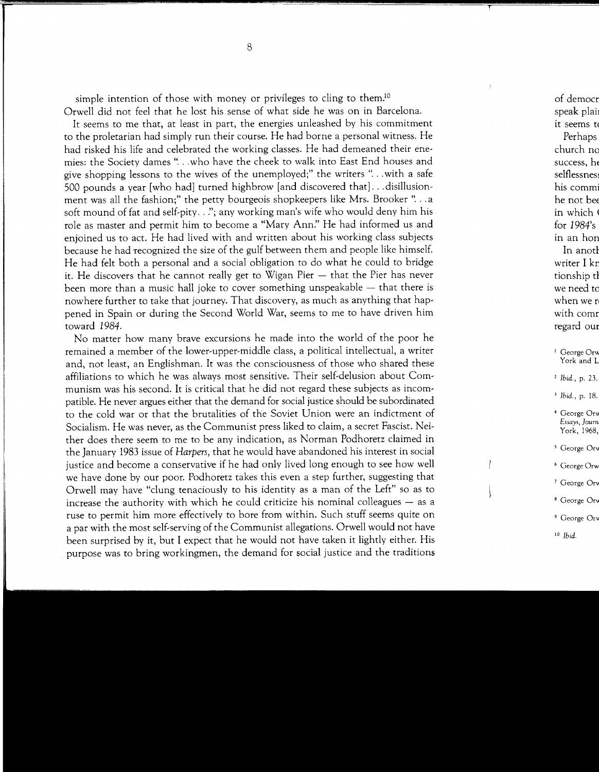simple intention of those with money or privileges to cling to them.[10]

Orwell did not feel that he lost his sense of what side he was on in Barcelona.

It seems to me that, at least in part, the energies unleashed by his commitment to the proletarian had simply run their course. He had borne a personal witness. He had risked his life and celebrated the working classes. He had demeaned their enemies: the Society dames "...who have the cheek to walk into East End houses and give shopping lessons to the wives of the unemployed;" the writers "...with a safe 500 pounds a year [who had] turned highbrow [and discovered that]...disillusionment was all the fashion;" the petty bourgeois shopkeepers like Mrs. Brooker "...a soft mound of fat and self-pity..."; any working man's wife who would deny him his role as master and permit him to become a "Mary Ann." He had informed us and enjoined us to act. He had lived with and written about his working class subjects because he had recognized the size of the gulf between them and people like himself. He had felt both a personal and a social obligation to do what he could to bridge it. He discovers that he cannot really get to Wigan Pier — that the Pier has never been more than a music hall joke to cover something unspeakable — that there is nowhere further to take that journey. That discovery, as much as anything that happened in Spain or during the Second World War, seems to me to have driven him toward *1984*.

No matter how many brave excursions he made into the world of the poor he remained a member of the lower-upper-middle class, a political intellectual, a writer and, not least, an Englishman. It was the consciousness of those who shared these affiliations to which he was always most sensitive. Their self-delusion about Communism was his second. It is critical that he did not regard these subjects as incompatible. He never argues either that the demand for social justice should be subordinated to the cold war or that the brutalities of the Soviet Union were an indictment of Socialism. He was never, as the Communist press liked to claim, a secret Fascist. Neither does there seem to me to be any indication, as Norman Podhoretz claimed in the January 1983 issue of *Harpers*, that he would have abandoned his interest in social justice and become a conservative if he had only lived long enough to see how well we have done by our poor. Podhoretz takes this even a step further, suggesting that Orwell may have "clung tenaciously to his identity as a man of the Left" so as to increase the authority with which he could criticize his nominal colleagues — as a ruse to permit him more effectively to bore from within. Such stuff seems quite on a par with the most self-serving of the Communist allegations. Orwell would not have been surprised by it, but I expect that he would not have taken it lightly either. His purpose was to bring workingmen, the demand for social justice and the traditions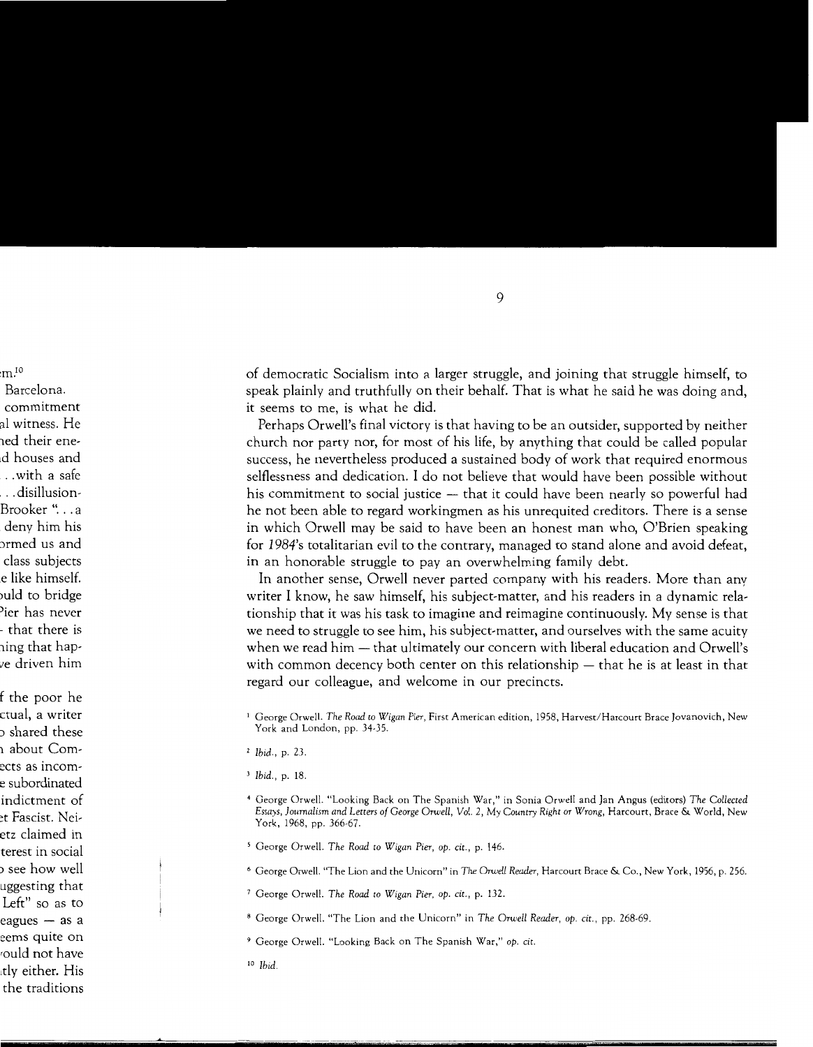of democratic Socialism into a larger struggle, and joining that struggle himself, to speak plainly and truthfully on their behalf. That is what he said he was doing and, it seems to me, is what he did.

Perhaps Orwell's final victory is that having to be an outsider, supported by neither church nor party nor, for most of his life, by anything that could be called popular success, he nevertheless produced a sustained body of work that required enormous selflessness and dedication. I do not believe that would have been possible without his commitment to social justice — that it could have been nearly so powerful had he not been able to regard workingmen as his unrequited creditors. There is a sense in which Orwell may be said to have been an honest man who, O'Brien speaking for *1984*'s totalitarian evil to the contrary, managed to stand alone and avoid defeat, in an honorable struggle to pay an overwhelming family debt.

In another sense, Orwell never parted company with his readers. More than any writer I know, he saw himself, his subject-matter, and his readers in a dynamic relationship that it was his task to imagine and reimagine continuously. My sense is that we need to struggle to see him, his subject-matter, and ourselves with the same acuity when we read him — that ultimately our concern with liberal education and Orwell's with common decency both center on this relationship — that he is at least in that regard our colleague, and welcome in our precincts.

[1] George Orwell. *The Road to Wigan Pier*, First American edition, 1958, Harvest/Harcourt Brace Jovanovich, New York and London, pp. 34-35.

[2] *Ibid.*, p. 23.

[3] *Ibid.*, p. 18.

[4] George Orwell. "Looking Back on The Spanish War," in Sonia Orwell and Ian Angus (editors) *The Collected Essays, Journalism and Letters of George Orwell, Vol. 2, My Country Right or Wrong*, Harcourt, Brace & World, New York, 1968, pp. 366-67.

[5] George Orwell. *The Road to Wigan Pier, op. cit.*, p. 146.

[6] George Orwell. "The Lion and the Unicorn" in *The Orwell Reader*, Harcourt Brace & Co., New York, 1956, p. 256.

[7] George Orwell. *The Road to Wigan Pier, op. cit.*, p. 132.

[8] George Orwell. "The Lion and the Unicorn" in *The Orwell Reader, op. cit.*, pp. 268-69.

[9] George Orwell. "Looking Back on The Spanish War," *op. cit.*

[10] *Ibid.*